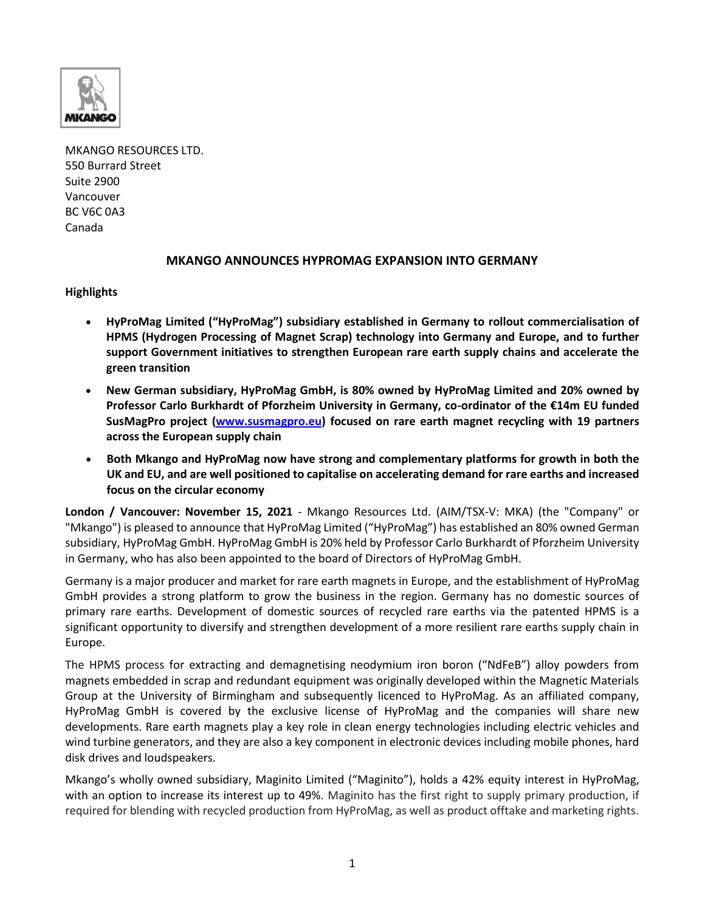MKANGO RESOURCES LTD.
550 Burrard Street
Suite 2900
Vancouver
BC V6C 0A3
Canada

## MKANGO ANNOUNCES HYPROMAG EXPANSION INTO GERMANY

**Highlights**

- **HyProMag Limited ("HyProMag") subsidiary established in Germany to rollout commercialisation of HPMS (Hydrogen Processing of Magnet Scrap) technology into Germany and Europe, and to further support Government initiatives to strengthen European rare earth supply chains and accelerate the green transition**
- **New German subsidiary, HyProMag GmbH, is 80% owned by HyProMag Limited and 20% owned by Professor Carlo Burkhardt of Pforzheim University in Germany, co-ordinator of the €14m EU funded SusMagPro project ([www.susmagpro.eu](www.susmagpro.eu)) focused on rare earth magnet recycling with 19 partners across the European supply chain**
- **Both Mkango and HyProMag now have strong and complementary platforms for growth in both the UK and EU, and are well positioned to capitalise on accelerating demand for rare earths and increased focus on the circular economy**

**London / Vancouver: November 15, 2021** - Mkango Resources Ltd. (AIM/TSX-V: MKA) (the "Company" or "Mkango") is pleased to announce that HyProMag Limited ("HyProMag") has established an 80% owned German subsidiary, HyProMag GmbH. HyProMag GmbH is 20% held by Professor Carlo Burkhardt of Pforzheim University in Germany, who has also been appointed to the board of Directors of HyProMag GmbH.

Germany is a major producer and market for rare earth magnets in Europe, and the establishment of HyProMag GmbH provides a strong platform to grow the business in the region. Germany has no domestic sources of primary rare earths. Development of domestic sources of recycled rare earths via the patented HPMS is a significant opportunity to diversify and strengthen development of a more resilient rare earths supply chain in Europe.

The HPMS process for extracting and demagnetising neodymium iron boron ("NdFeB") alloy powders from magnets embedded in scrap and redundant equipment was originally developed within the Magnetic Materials Group at the University of Birmingham and subsequently licenced to HyProMag. As an affiliated company, HyProMag GmbH is covered by the exclusive license of HyProMag and the companies will share new developments. Rare earth magnets play a key role in clean energy technologies including electric vehicles and wind turbine generators, and they are also a key component in electronic devices including mobile phones, hard disk drives and loudspeakers.

Mkango's wholly owned subsidiary, Maginito Limited ("Maginito"), holds a 42% equity interest in HyProMag, with an option to increase its interest up to 49%. Maginito has the first right to supply primary production, if required for blending with recycled production from HyProMag, as well as product offtake and marketing rights.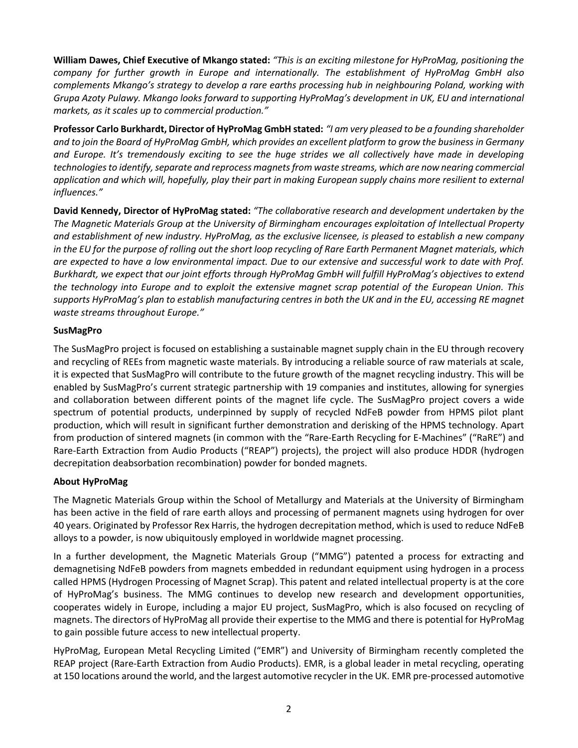**William Dawes, Chief Executive of Mkango stated:** *"This is an exciting milestone for HyProMag, positioning the company for further growth in Europe and internationally. The establishment of HyProMag GmbH also complements Mkango's strategy to develop a rare earths processing hub in neighbouring Poland, working with Grupa Azoty Pulawy. Mkango looks forward to supporting HyProMag's development in UK, EU and international markets, as it scales up to commercial production."*

**Professor Carlo Burkhardt, Director of HyProMag GmbH stated:** *"I am very pleased to be a founding shareholder and to join the Board of HyProMag GmbH, which provides an excellent platform to grow the business in Germany and Europe. It's tremendously exciting to see the huge strides we all collectively have made in developing technologies to identify, separate and reprocess magnets from waste streams, which are now nearing commercial application and which will, hopefully, play their part in making European supply chains more resilient to external influences."*

**David Kennedy, Director of HyProMag stated:** *"The collaborative research and development undertaken by the The Magnetic Materials Group at the University of Birmingham encourages exploitation of Intellectual Property and establishment of new industry. HyProMag, as the exclusive licensee, is pleased to establish a new company in the EU for the purpose of rolling out the short loop recycling of Rare Earth Permanent Magnet materials, which are expected to have a low environmental impact. Due to our extensive and successful work to date with Prof. Burkhardt, we expect that our joint efforts through HyProMag GmbH will fulfill HyProMag's objectives to extend the technology into Europe and to exploit the extensive magnet scrap potential of the European Union. This supports HyProMag's plan to establish manufacturing centres in both the UK and in the EU, accessing RE magnet waste streams throughout Europe."*

**SusMagPro**

The SusMagPro project is focused on establishing a sustainable magnet supply chain in the EU through recovery and recycling of REEs from magnetic waste materials. By introducing a reliable source of raw materials at scale, it is expected that SusMagPro will contribute to the future growth of the magnet recycling industry. This will be enabled by SusMagPro's current strategic partnership with 19 companies and institutes, allowing for synergies and collaboration between different points of the magnet life cycle. The SusMagPro project covers a wide spectrum of potential products, underpinned by supply of recycled NdFeB powder from HPMS pilot plant production, which will result in significant further demonstration and derisking of the HPMS technology. Apart from production of sintered magnets (in common with the "Rare-Earth Recycling for E-Machines" ("RaRE") and Rare-Earth Extraction from Audio Products ("REAP") projects), the project will also produce HDDR (hydrogen decrepitation deabsorbation recombination) powder for bonded magnets.

**About HyProMag**

The Magnetic Materials Group within the School of Metallurgy and Materials at the University of Birmingham has been active in the field of rare earth alloys and processing of permanent magnets using hydrogen for over 40 years. Originated by Professor Rex Harris, the hydrogen decrepitation method, which is used to reduce NdFeB alloys to a powder, is now ubiquitously employed in worldwide magnet processing.

In a further development, the Magnetic Materials Group ("MMG") patented a process for extracting and demagnetising NdFeB powders from magnets embedded in redundant equipment using hydrogen in a process called HPMS (Hydrogen Processing of Magnet Scrap). This patent and related intellectual property is at the core of HyProMag's business. The MMG continues to develop new research and development opportunities, cooperates widely in Europe, including a major EU project, SusMagPro, which is also focused on recycling of magnets. The directors of HyProMag all provide their expertise to the MMG and there is potential for HyProMag to gain possible future access to new intellectual property.

HyProMag, European Metal Recycling Limited ("EMR") and University of Birmingham recently completed the REAP project (Rare-Earth Extraction from Audio Products). EMR, is a global leader in metal recycling, operating at 150 locations around the world, and the largest automotive recycler in the UK. EMR pre-processed automotive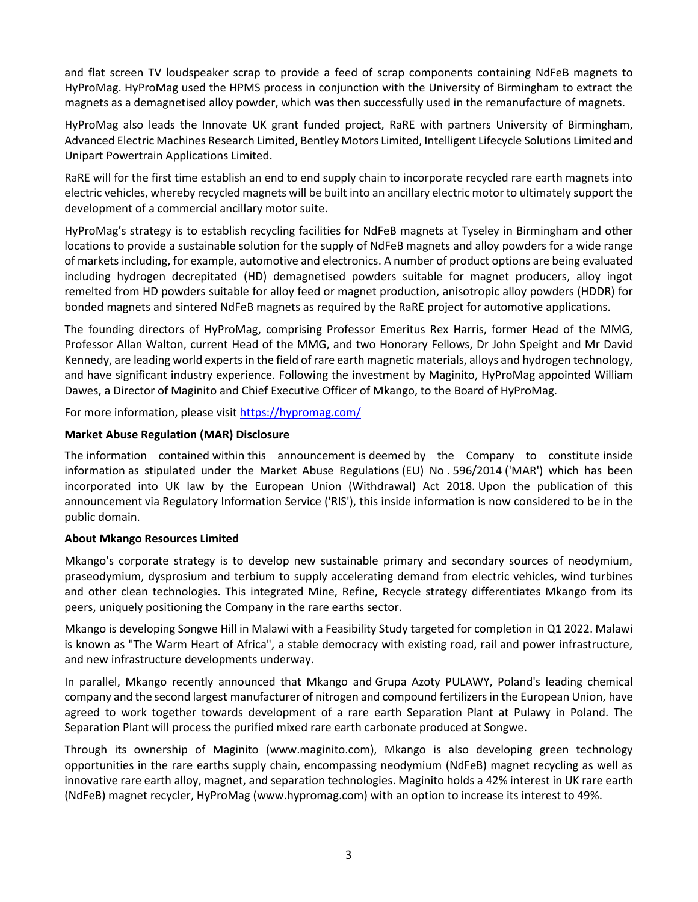and flat screen TV loudspeaker scrap to provide a feed of scrap components containing NdFeB magnets to HyProMag. HyProMag used the HPMS process in conjunction with the University of Birmingham to extract the magnets as a demagnetised alloy powder, which was then successfully used in the remanufacture of magnets.

HyProMag also leads the Innovate UK grant funded project, RaRE with partners University of Birmingham, Advanced Electric Machines Research Limited, Bentley Motors Limited, Intelligent Lifecycle Solutions Limited and Unipart Powertrain Applications Limited.

RaRE will for the first time establish an end to end supply chain to incorporate recycled rare earth magnets into electric vehicles, whereby recycled magnets will be built into an ancillary electric motor to ultimately support the development of a commercial ancillary motor suite.

HyProMag's strategy is to establish recycling facilities for NdFeB magnets at Tyseley in Birmingham and other locations to provide a sustainable solution for the supply of NdFeB magnets and alloy powders for a wide range of markets including, for example, automotive and electronics. A number of product options are being evaluated including hydrogen decrepitated (HD) demagnetised powders suitable for magnet producers, alloy ingot remelted from HD powders suitable for alloy feed or magnet production, anisotropic alloy powders (HDDR) for bonded magnets and sintered NdFeB magnets as required by the RaRE project for automotive applications.

The founding directors of HyProMag, comprising Professor Emeritus Rex Harris, former Head of the MMG, Professor Allan Walton, current Head of the MMG, and two Honorary Fellows, Dr John Speight and Mr David Kennedy, are leading world experts in the field of rare earth magnetic materials, alloys and hydrogen technology, and have significant industry experience. Following the investment by Maginito, HyProMag appointed William Dawes, a Director of Maginito and Chief Executive Officer of Mkango, to the Board of HyProMag.

For more information, please visit [https://hypromag.com/](https://hypromag.com/)

**Market Abuse Regulation (MAR) Disclosure**

The information contained within this announcement is deemed by the Company to constitute inside information as stipulated under the Market Abuse Regulations (EU) No . 596/2014 ('MAR') which has been incorporated into UK law by the European Union (Withdrawal) Act 2018. Upon the publication of this announcement via Regulatory Information Service ('RIS'), this inside information is now considered to be in the public domain.

**About Mkango Resources Limited**

Mkango's corporate strategy is to develop new sustainable primary and secondary sources of neodymium, praseodymium, dysprosium and terbium to supply accelerating demand from electric vehicles, wind turbines and other clean technologies. This integrated Mine, Refine, Recycle strategy differentiates Mkango from its peers, uniquely positioning the Company in the rare earths sector.

Mkango is developing Songwe Hill in Malawi with a Feasibility Study targeted for completion in Q1 2022. Malawi is known as "The Warm Heart of Africa", a stable democracy with existing road, rail and power infrastructure, and new infrastructure developments underway.

In parallel, Mkango recently announced that Mkango and Grupa Azoty PULAWY, Poland's leading chemical company and the second largest manufacturer of nitrogen and compound fertilizers in the European Union, have agreed to work together towards development of a rare earth Separation Plant at Pulawy in Poland. The Separation Plant will process the purified mixed rare earth carbonate produced at Songwe.

Through its ownership of Maginito (www.maginito.com), Mkango is also developing green technology opportunities in the rare earths supply chain, encompassing neodymium (NdFeB) magnet recycling as well as innovative rare earth alloy, magnet, and separation technologies. Maginito holds a 42% interest in UK rare earth (NdFeB) magnet recycler, HyProMag (www.hypromag.com) with an option to increase its interest to 49%.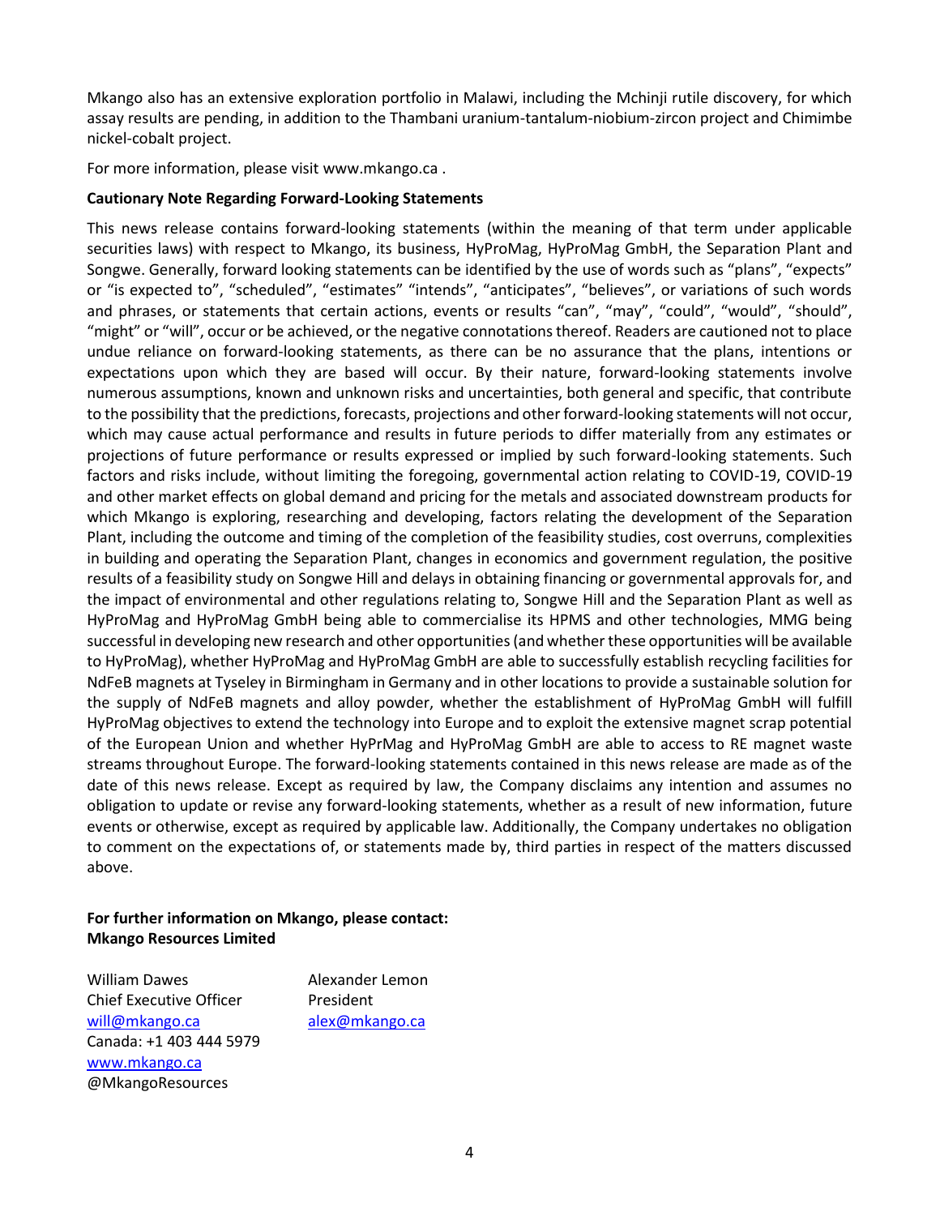Mkango also has an extensive exploration portfolio in Malawi, including the Mchinji rutile discovery, for which assay results are pending, in addition to the Thambani uranium-tantalum-niobium-zircon project and Chimimbe nickel-cobalt project.

For more information, please visit www.mkango.ca .

**Cautionary Note Regarding Forward-Looking Statements**

This news release contains forward-looking statements (within the meaning of that term under applicable securities laws) with respect to Mkango, its business, HyProMag, HyProMag GmbH, the Separation Plant and Songwe. Generally, forward looking statements can be identified by the use of words such as "plans", "expects" or "is expected to", "scheduled", "estimates" "intends", "anticipates", "believes", or variations of such words and phrases, or statements that certain actions, events or results "can", "may", "could", "would", "should", "might" or "will", occur or be achieved, or the negative connotations thereof. Readers are cautioned not to place undue reliance on forward-looking statements, as there can be no assurance that the plans, intentions or expectations upon which they are based will occur. By their nature, forward-looking statements involve numerous assumptions, known and unknown risks and uncertainties, both general and specific, that contribute to the possibility that the predictions, forecasts, projections and other forward-looking statements will not occur, which may cause actual performance and results in future periods to differ materially from any estimates or projections of future performance or results expressed or implied by such forward-looking statements. Such factors and risks include, without limiting the foregoing, governmental action relating to COVID-19, COVID-19 and other market effects on global demand and pricing for the metals and associated downstream products for which Mkango is exploring, researching and developing, factors relating the development of the Separation Plant, including the outcome and timing of the completion of the feasibility studies, cost overruns, complexities in building and operating the Separation Plant, changes in economics and government regulation, the positive results of a feasibility study on Songwe Hill and delays in obtaining financing or governmental approvals for, and the impact of environmental and other regulations relating to, Songwe Hill and the Separation Plant as well as HyProMag and HyProMag GmbH being able to commercialise its HPMS and other technologies, MMG being successful in developing new research and other opportunities (and whether these opportunities will be available to HyProMag), whether HyProMag and HyProMag GmbH are able to successfully establish recycling facilities for NdFeB magnets at Tyseley in Birmingham in Germany and in other locations to provide a sustainable solution for the supply of NdFeB magnets and alloy powder, whether the establishment of HyProMag GmbH will fulfill HyProMag objectives to extend the technology into Europe and to exploit the extensive magnet scrap potential of the European Union and whether HyPrMag and HyProMag GmbH are able to access to RE magnet waste streams throughout Europe. The forward-looking statements contained in this news release are made as of the date of this news release. Except as required by law, the Company disclaims any intention and assumes no obligation to update or revise any forward-looking statements, whether as a result of new information, future events or otherwise, except as required by applicable law. Additionally, the Company undertakes no obligation to comment on the expectations of, or statements made by, third parties in respect of the matters discussed above.

**For further information on Mkango, please contact:**
**Mkango Resources Limited**

William Dawes
Chief Executive Officer
will@mkango.ca
Canada: +1 403 444 5979
www.mkango.ca
@MkangoResources

Alexander Lemon
President
alex@mkango.ca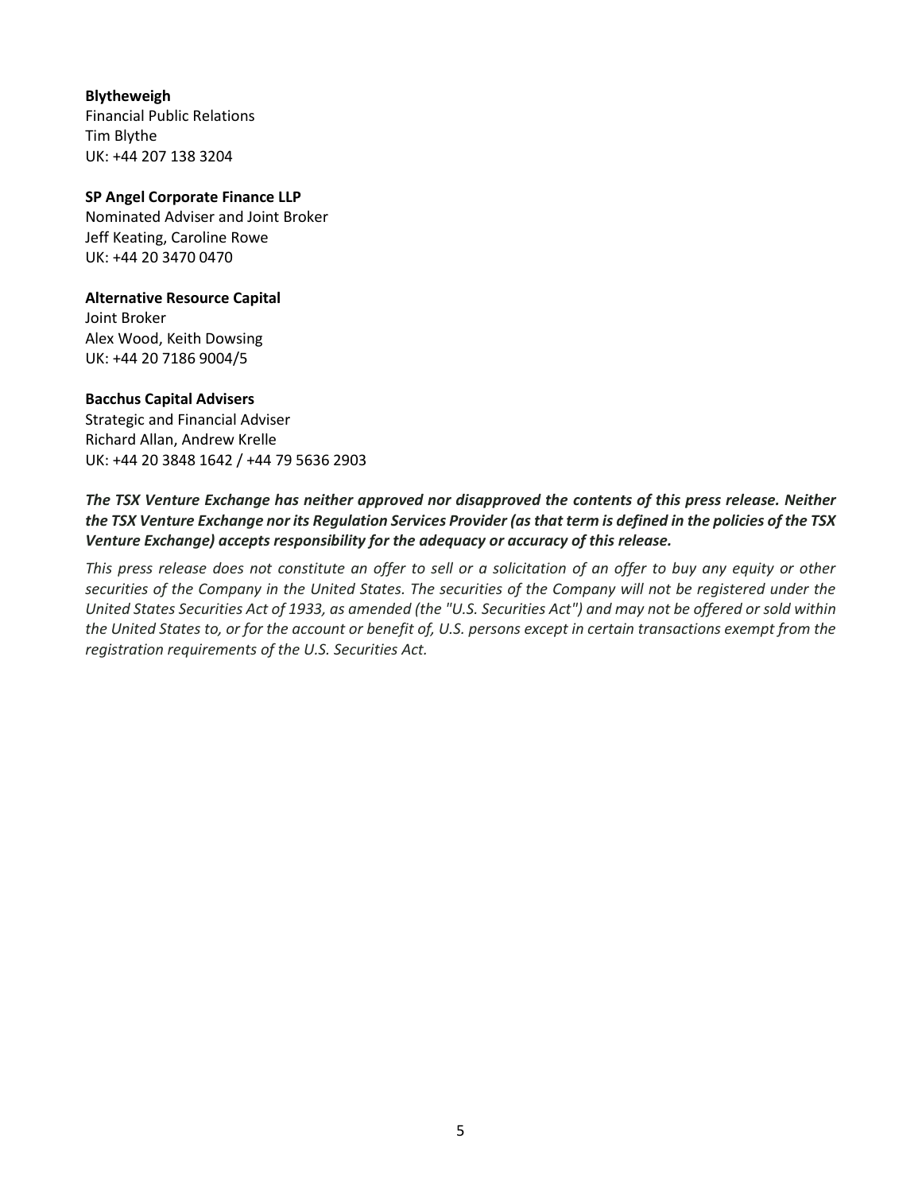**Blytheweigh**
Financial Public Relations
Tim Blythe
UK: +44 207 138 3204

**SP Angel Corporate Finance LLP**
Nominated Adviser and Joint Broker
Jeff Keating, Caroline Rowe
UK: +44 20 3470 0470

**Alternative Resource Capital**
Joint Broker
Alex Wood, Keith Dowsing
UK: +44 20 7186 9004/5

**Bacchus Capital Advisers**
Strategic and Financial Adviser
Richard Allan, Andrew Krelle
UK: +44 20 3848 1642 / +44 79 5636 2903

***The TSX Venture Exchange has neither approved nor disapproved the contents of this press release. Neither the TSX Venture Exchange nor its Regulation Services Provider (as that term is defined in the policies of the TSX Venture Exchange) accepts responsibility for the adequacy or accuracy of this release.***

*This press release does not constitute an offer to sell or a solicitation of an offer to buy any equity or other securities of the Company in the United States. The securities of the Company will not be registered under the United States Securities Act of 1933, as amended (the "U.S. Securities Act") and may not be offered or sold within the United States to, or for the account or benefit of, U.S. persons except in certain transactions exempt from the registration requirements of the U.S. Securities Act.*